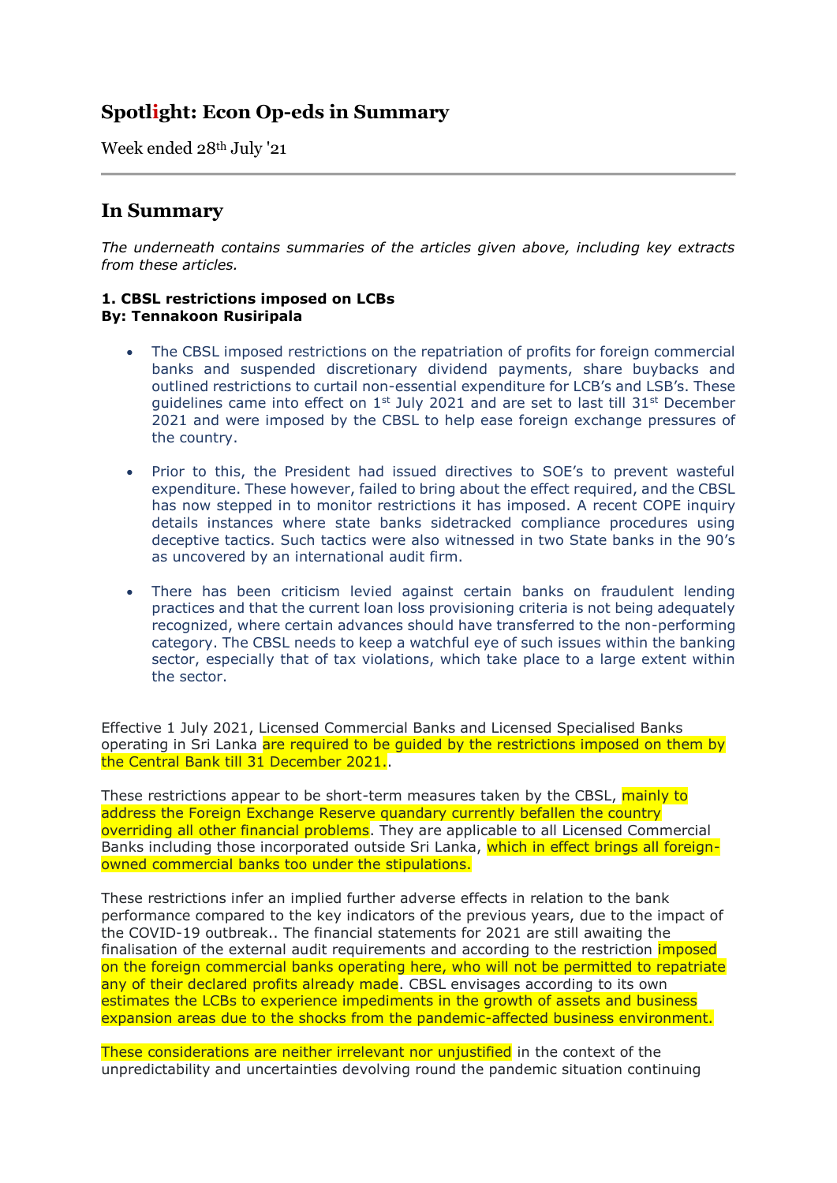## Spotlight: Econ Op-eds in Summary

Week ended 28th July '21

---

## In Summary

*The underneath contains summaries of the articles given above, including key extracts from these articles.*

**1. CBSL restrictions imposed on LCBs**
**By: Tennakoon Rusiripala**

- The CBSL imposed restrictions on the repatriation of profits for foreign commercial banks and suspended discretionary dividend payments, share buybacks and outlined restrictions to curtail non-essential expenditure for LCB's and LSB's. These guidelines came into effect on 1st July 2021 and are set to last till 31st December 2021 and were imposed by the CBSL to help ease foreign exchange pressures of the country.

- Prior to this, the President had issued directives to SOE's to prevent wasteful expenditure. These however, failed to bring about the effect required, and the CBSL has now stepped in to monitor restrictions it has imposed. A recent COPE inquiry details instances where state banks sidetracked compliance procedures using deceptive tactics. Such tactics were also witnessed in two State banks in the 90's as uncovered by an international audit firm.

- There has been criticism levied against certain banks on fraudulent lending practices and that the current loan loss provisioning criteria is not being adequately recognized, where certain advances should have transferred to the non-performing category. The CBSL needs to keep a watchful eye of such issues within the banking sector, especially that of tax violations, which take place to a large extent within the sector.

Effective 1 July 2021, Licensed Commercial Banks and Licensed Specialised Banks operating in Sri Lanka are required to be guided by the restrictions imposed on them by the Central Bank till 31 December 2021..

These restrictions appear to be short-term measures taken by the CBSL, mainly to address the Foreign Exchange Reserve quandary currently befallen the country overriding all other financial problems. They are applicable to all Licensed Commercial Banks including those incorporated outside Sri Lanka, which in effect brings all foreign-owned commercial banks too under the stipulations.

These restrictions infer an implied further adverse effects in relation to the bank performance compared to the key indicators of the previous years, due to the impact of the COVID-19 outbreak.. The financial statements for 2021 are still awaiting the finalisation of the external audit requirements and according to the restriction imposed on the foreign commercial banks operating here, who will not be permitted to repatriate any of their declared profits already made. CBSL envisages according to its own estimates the LCBs to experience impediments in the growth of assets and business expansion areas due to the shocks from the pandemic-affected business environment.

These considerations are neither irrelevant nor unjustified in the context of the unpredictability and uncertainties devolving round the pandemic situation continuing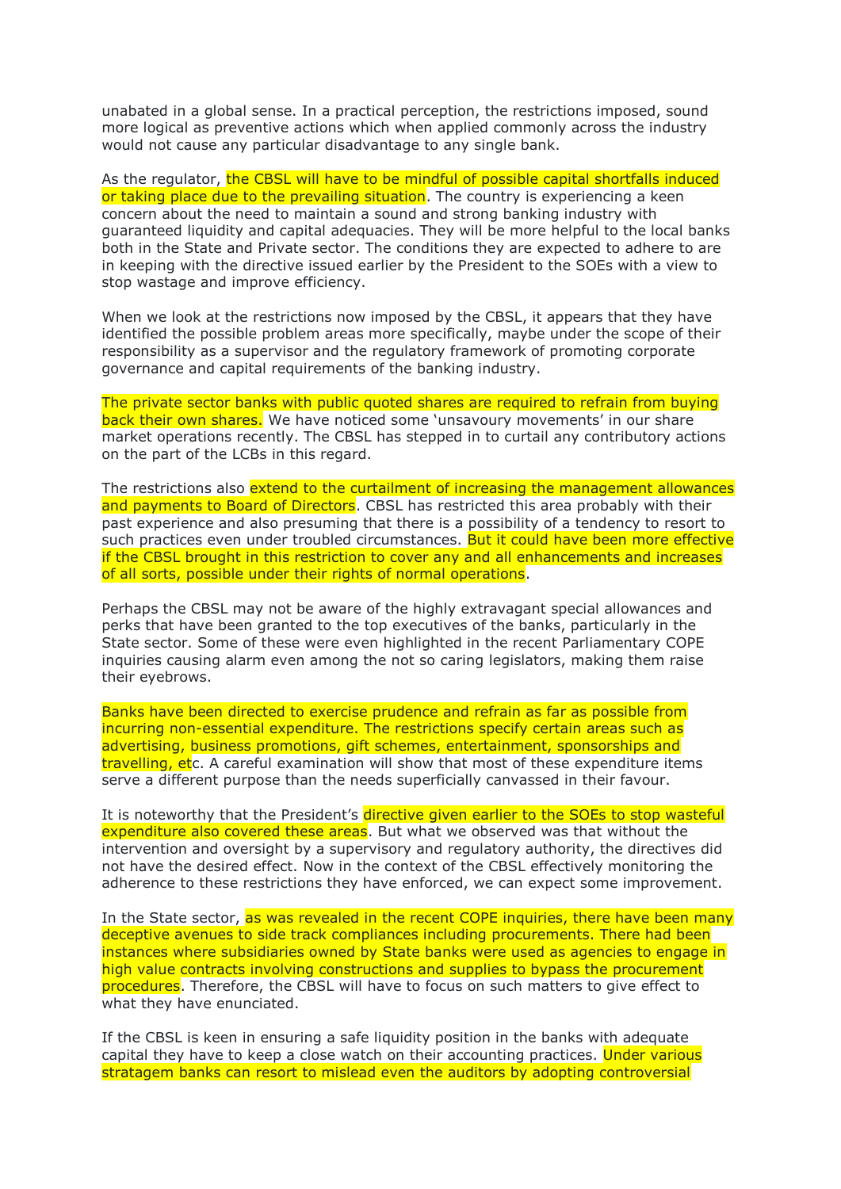unabated in a global sense. In a practical perception, the restrictions imposed, sound more logical as preventive actions which when applied commonly across the industry would not cause any particular disadvantage to any single bank.

As the regulator, the CBSL will have to be mindful of possible capital shortfalls induced or taking place due to the prevailing situation. The country is experiencing a keen concern about the need to maintain a sound and strong banking industry with guaranteed liquidity and capital adequacies. They will be more helpful to the local banks both in the State and Private sector. The conditions they are expected to adhere to are in keeping with the directive issued earlier by the President to the SOEs with a view to stop wastage and improve efficiency.

When we look at the restrictions now imposed by the CBSL, it appears that they have identified the possible problem areas more specifically, maybe under the scope of their responsibility as a supervisor and the regulatory framework of promoting corporate governance and capital requirements of the banking industry.

The private sector banks with public quoted shares are required to refrain from buying back their own shares. We have noticed some 'unsavoury movements' in our share market operations recently. The CBSL has stepped in to curtail any contributory actions on the part of the LCBs in this regard.

The restrictions also extend to the curtailment of increasing the management allowances and payments to Board of Directors. CBSL has restricted this area probably with their past experience and also presuming that there is a possibility of a tendency to resort to such practices even under troubled circumstances. But it could have been more effective if the CBSL brought in this restriction to cover any and all enhancements and increases of all sorts, possible under their rights of normal operations.

Perhaps the CBSL may not be aware of the highly extravagant special allowances and perks that have been granted to the top executives of the banks, particularly in the State sector. Some of these were even highlighted in the recent Parliamentary COPE inquiries causing alarm even among the not so caring legislators, making them raise their eyebrows.

Banks have been directed to exercise prudence and refrain as far as possible from incurring non-essential expenditure. The restrictions specify certain areas such as advertising, business promotions, gift schemes, entertainment, sponsorships and travelling, etc. A careful examination will show that most of these expenditure items serve a different purpose than the needs superficially canvassed in their favour.

It is noteworthy that the President's directive given earlier to the SOEs to stop wasteful expenditure also covered these areas. But what we observed was that without the intervention and oversight by a supervisory and regulatory authority, the directives did not have the desired effect. Now in the context of the CBSL effectively monitoring the adherence to these restrictions they have enforced, we can expect some improvement.

In the State sector, as was revealed in the recent COPE inquiries, there have been many deceptive avenues to side track compliances including procurements. There had been instances where subsidiaries owned by State banks were used as agencies to engage in high value contracts involving constructions and supplies to bypass the procurement procedures. Therefore, the CBSL will have to focus on such matters to give effect to what they have enunciated.

If the CBSL is keen in ensuring a safe liquidity position in the banks with adequate capital they have to keep a close watch on their accounting practices. Under various stratagem banks can resort to mislead even the auditors by adopting controversial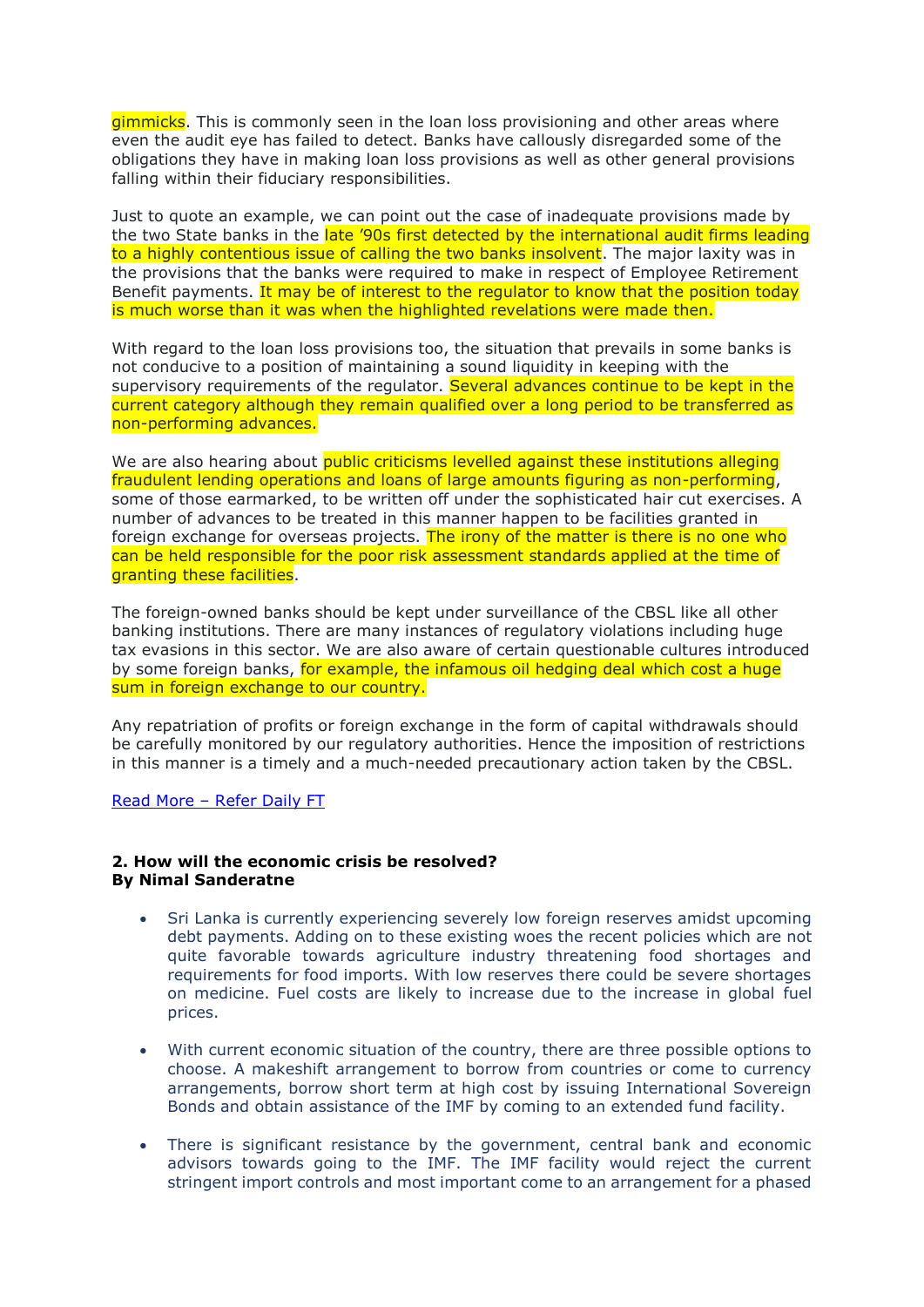gimmicks. This is commonly seen in the loan loss provisioning and other areas where even the audit eye has failed to detect. Banks have callously disregarded some of the obligations they have in making loan loss provisions as well as other general provisions falling within their fiduciary responsibilities.

Just to quote an example, we can point out the case of inadequate provisions made by the two State banks in the late '90s first detected by the international audit firms leading to a highly contentious issue of calling the two banks insolvent. The major laxity was in the provisions that the banks were required to make in respect of Employee Retirement Benefit payments. It may be of interest to the regulator to know that the position today is much worse than it was when the highlighted revelations were made then.

With regard to the loan loss provisions too, the situation that prevails in some banks is not conducive to a position of maintaining a sound liquidity in keeping with the supervisory requirements of the regulator. Several advances continue to be kept in the current category although they remain qualified over a long period to be transferred as non-performing advances.

We are also hearing about public criticisms levelled against these institutions alleging fraudulent lending operations and loans of large amounts figuring as non-performing, some of those earmarked, to be written off under the sophisticated hair cut exercises. A number of advances to be treated in this manner happen to be facilities granted in foreign exchange for overseas projects. The irony of the matter is there is no one who can be held responsible for the poor risk assessment standards applied at the time of granting these facilities.

The foreign-owned banks should be kept under surveillance of the CBSL like all other banking institutions. There are many instances of regulatory violations including huge tax evasions in this sector. We are also aware of certain questionable cultures introduced by some foreign banks, for example, the infamous oil hedging deal which cost a huge sum in foreign exchange to our country.

Any repatriation of profits or foreign exchange in the form of capital withdrawals should be carefully monitored by our regulatory authorities. Hence the imposition of restrictions in this manner is a timely and a much-needed precautionary action taken by the CBSL.

Read More – Refer Daily FT

**2. How will the economic crisis be resolved?**
**By Nimal Sanderatne**

- Sri Lanka is currently experiencing severely low foreign reserves amidst upcoming debt payments. Adding on to these existing woes the recent policies which are not quite favorable towards agriculture industry threatening food shortages and requirements for food imports. With low reserves there could be severe shortages on medicine. Fuel costs are likely to increase due to the increase in global fuel prices.

- With current economic situation of the country, there are three possible options to choose. A makeshift arrangement to borrow from countries or come to currency arrangements, borrow short term at high cost by issuing International Sovereign Bonds and obtain assistance of the IMF by coming to an extended fund facility.

- There is significant resistance by the government, central bank and economic advisors towards going to the IMF. The IMF facility would reject the current stringent import controls and most important come to an arrangement for a phased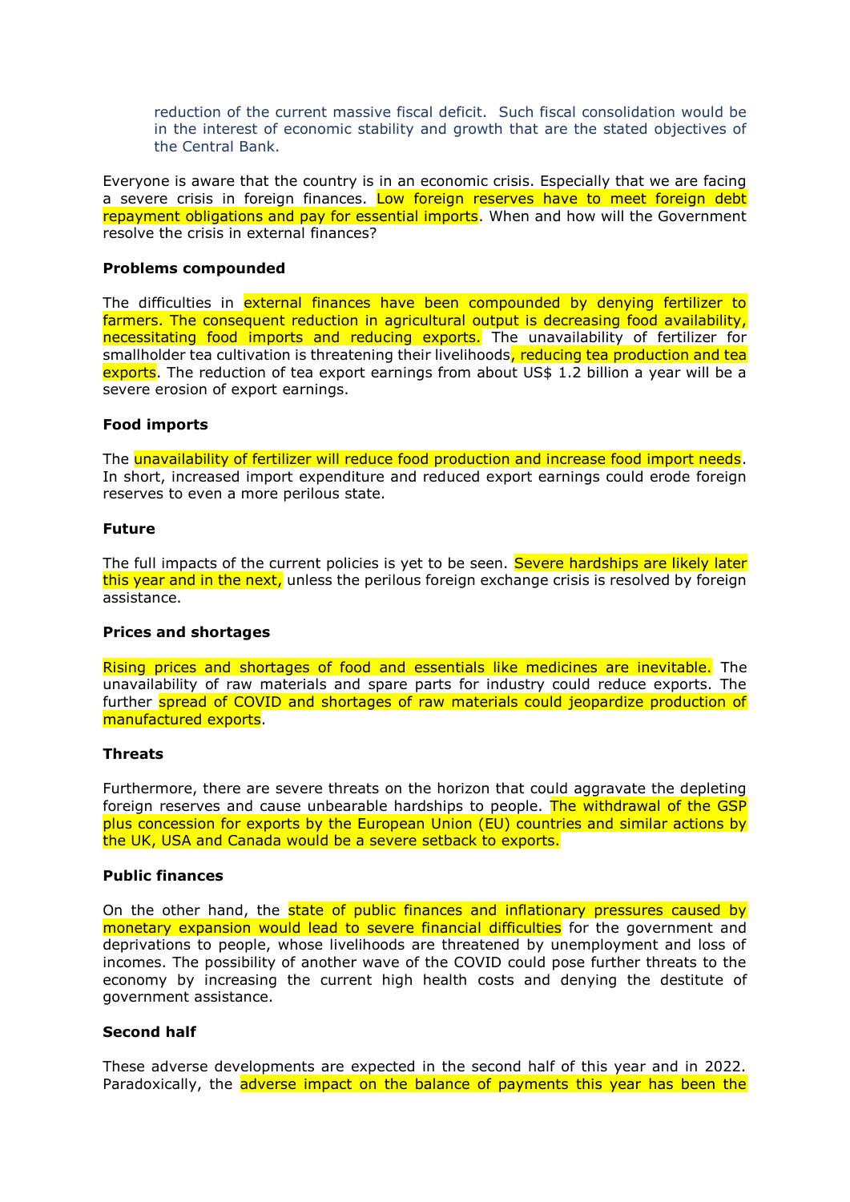> reduction of the current massive fiscal deficit. Such fiscal consolidation would be in the interest of economic stability and growth that are the stated objectives of the Central Bank.

Everyone is aware that the country is in an economic crisis. Especially that we are facing a severe crisis in foreign finances. Low foreign reserves have to meet foreign debt repayment obligations and pay for essential imports. When and how will the Government resolve the crisis in external finances?

**Problems compounded**

The difficulties in external finances have been compounded by denying fertilizer to farmers. The consequent reduction in agricultural output is decreasing food availability, necessitating food imports and reducing exports. The unavailability of fertilizer for smallholder tea cultivation is threatening their livelihoods, reducing tea production and tea exports. The reduction of tea export earnings from about US$ 1.2 billion a year will be a severe erosion of export earnings.

**Food imports**

The unavailability of fertilizer will reduce food production and increase food import needs. In short, increased import expenditure and reduced export earnings could erode foreign reserves to even a more perilous state.

**Future**

The full impacts of the current policies is yet to be seen. Severe hardships are likely later this year and in the next, unless the perilous foreign exchange crisis is resolved by foreign assistance.

**Prices and shortages**

Rising prices and shortages of food and essentials like medicines are inevitable. The unavailability of raw materials and spare parts for industry could reduce exports. The further spread of COVID and shortages of raw materials could jeopardize production of manufactured exports.

**Threats**

Furthermore, there are severe threats on the horizon that could aggravate the depleting foreign reserves and cause unbearable hardships to people. The withdrawal of the GSP plus concession for exports by the European Union (EU) countries and similar actions by the UK, USA and Canada would be a severe setback to exports.

**Public finances**

On the other hand, the state of public finances and inflationary pressures caused by monetary expansion would lead to severe financial difficulties for the government and deprivations to people, whose livelihoods are threatened by unemployment and loss of incomes. The possibility of another wave of the COVID could pose further threats to the economy by increasing the current high health costs and denying the destitute of government assistance.

**Second half**

These adverse developments are expected in the second half of this year and in 2022. Paradoxically, the adverse impact on the balance of payments this year has been the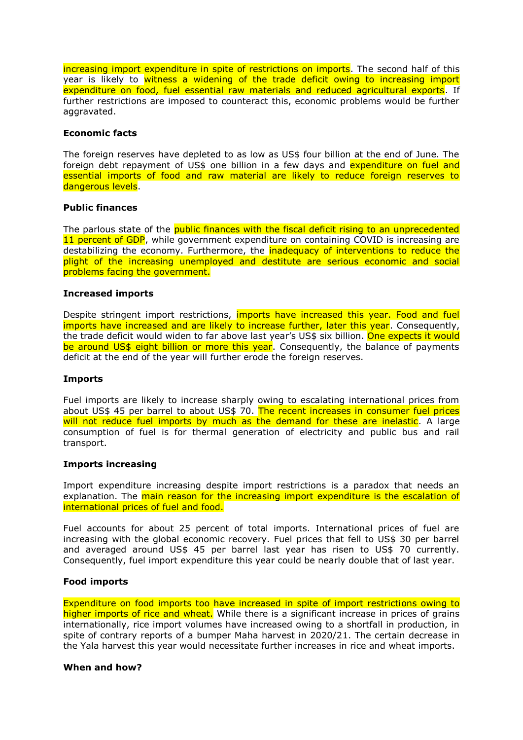increasing import expenditure in spite of restrictions on imports. The second half of this year is likely to witness a widening of the trade deficit owing to increasing import expenditure on food, fuel essential raw materials and reduced agricultural exports. If further restrictions are imposed to counteract this, economic problems would be further aggravated.

**Economic facts**

The foreign reserves have depleted to as low as US$ four billion at the end of June. The foreign debt repayment of US$ one billion in a few days and expenditure on fuel and essential imports of food and raw material are likely to reduce foreign reserves to dangerous levels.

**Public finances**

The parlous state of the public finances with the fiscal deficit rising to an unprecedented 11 percent of GDP, while government expenditure on containing COVID is increasing are destabilizing the economy. Furthermore, the inadequacy of interventions to reduce the plight of the increasing unemployed and destitute are serious economic and social problems facing the government.

**Increased imports**

Despite stringent import restrictions, imports have increased this year. Food and fuel imports have increased and are likely to increase further, later this year. Consequently, the trade deficit would widen to far above last year's US$ six billion. One expects it would be around US$ eight billion or more this year. Consequently, the balance of payments deficit at the end of the year will further erode the foreign reserves.

**Imports**

Fuel imports are likely to increase sharply owing to escalating international prices from about US$ 45 per barrel to about US$ 70. The recent increases in consumer fuel prices will not reduce fuel imports by much as the demand for these are inelastic. A large consumption of fuel is for thermal generation of electricity and public bus and rail transport.

**Imports increasing**

Import expenditure increasing despite import restrictions is a paradox that needs an explanation. The main reason for the increasing import expenditure is the escalation of international prices of fuel and food.

Fuel accounts for about 25 percent of total imports. International prices of fuel are increasing with the global economic recovery. Fuel prices that fell to US$ 30 per barrel and averaged around US$ 45 per barrel last year has risen to US$ 70 currently. Consequently, fuel import expenditure this year could be nearly double that of last year.

**Food imports**

Expenditure on food imports too have increased in spite of import restrictions owing to higher imports of rice and wheat. While there is a significant increase in prices of grains internationally, rice import volumes have increased owing to a shortfall in production, in spite of contrary reports of a bumper Maha harvest in 2020/21. The certain decrease in the Yala harvest this year would necessitate further increases in rice and wheat imports.

**When and how?**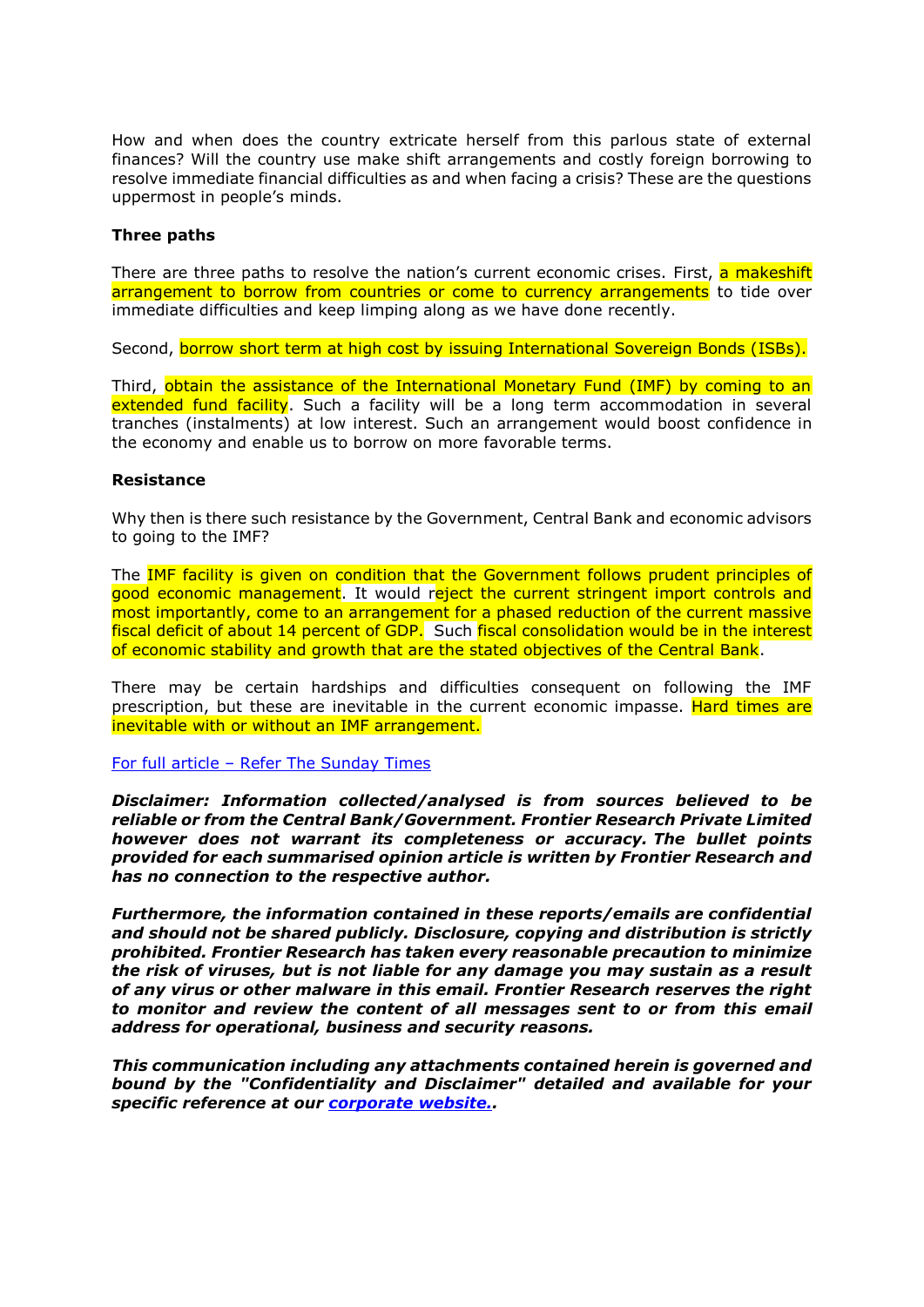How and when does the country extricate herself from this parlous state of external finances? Will the country use make shift arrangements and costly foreign borrowing to resolve immediate financial difficulties as and when facing a crisis? These are the questions uppermost in people's minds.

**Three paths**

There are three paths to resolve the nation's current economic crises. First, a makeshift arrangement to borrow from countries or come to currency arrangements to tide over immediate difficulties and keep limping along as we have done recently.

Second, borrow short term at high cost by issuing International Sovereign Bonds (ISBs).

Third, obtain the assistance of the International Monetary Fund (IMF) by coming to an extended fund facility. Such a facility will be a long term accommodation in several tranches (instalments) at low interest. Such an arrangement would boost confidence in the economy and enable us to borrow on more favorable terms.

**Resistance**

Why then is there such resistance by the Government, Central Bank and economic advisors to going to the IMF?

The IMF facility is given on condition that the Government follows prudent principles of good economic management. It would reject the current stringent import controls and most importantly, come to an arrangement for a phased reduction of the current massive fiscal deficit of about 14 percent of GDP. Such fiscal consolidation would be in the interest of economic stability and growth that are the stated objectives of the Central Bank.

There may be certain hardships and difficulties consequent on following the IMF prescription, but these are inevitable in the current economic impasse. Hard times are inevitable with or without an IMF arrangement.

[For full article – Refer The Sunday Times]

***Disclaimer: Information collected/analysed is from sources believed to be reliable or from the Central Bank/Government. Frontier Research Private Limited however does not warrant its completeness or accuracy. The bullet points provided for each summarised opinion article is written by Frontier Research and has no connection to the respective author.***

***Furthermore, the information contained in these reports/emails are confidential and should not be shared publicly. Disclosure, copying and distribution is strictly prohibited. Frontier Research has taken every reasonable precaution to minimize the risk of viruses, but is not liable for any damage you may sustain as a result of any virus or other malware in this email. Frontier Research reserves the right to monitor and review the content of all messages sent to or from this email address for operational, business and security reasons.***

***This communication including any attachments contained herein is governed and bound by the "Confidentiality and Disclaimer" detailed and available for your specific reference at our [corporate website.].***